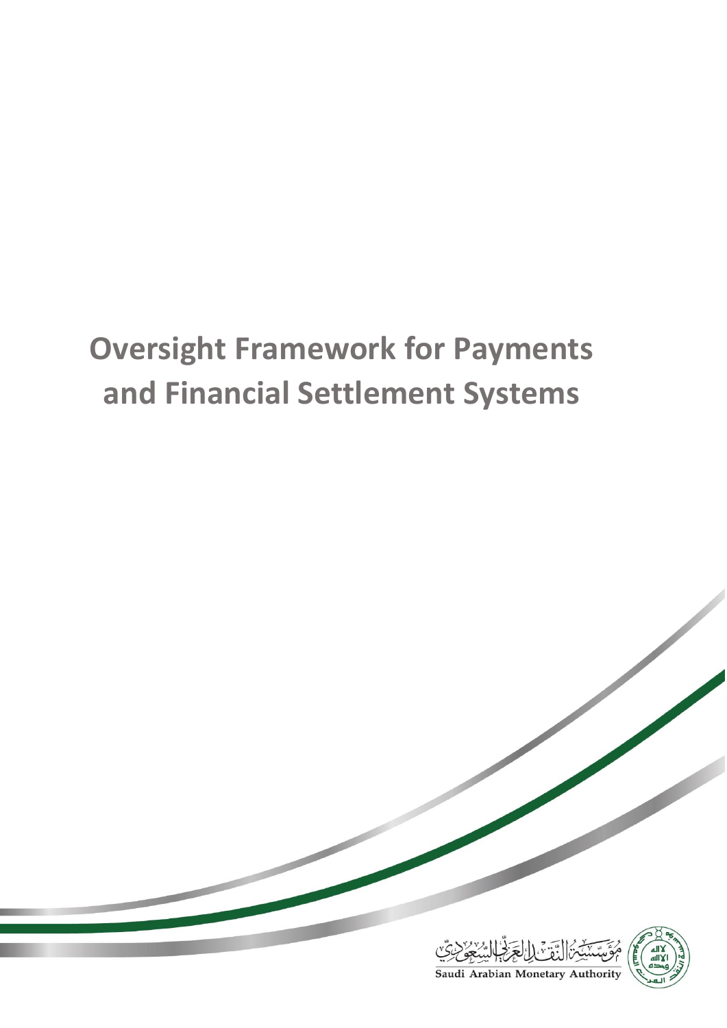# Oversight Framework for Payments and Financial Settlement Systems

مؤسسة النقد العربي السعودي

Saudi Arabian Monetary Authority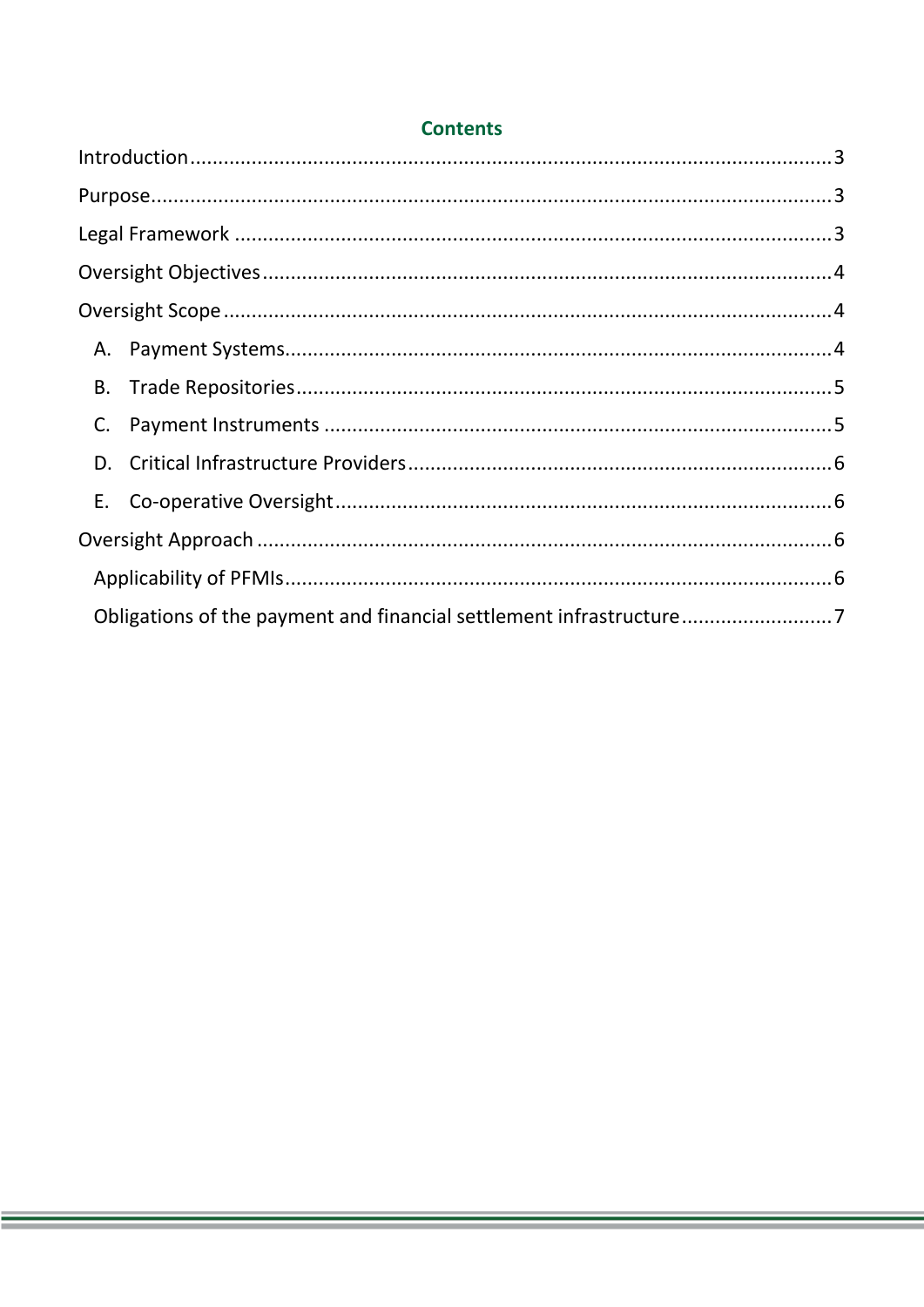## Contents

Introduction .......... 3

Purpose .......... 3

Legal Framework .......... 3

Oversight Objectives .......... 4

Oversight Scope .......... 4

- A. Payment Systems .......... 4
- B. Trade Repositories .......... 5
- C. Payment Instruments .......... 5
- D. Critical Infrastructure Providers .......... 6
- E. Co-operative Oversight .......... 6

Oversight Approach .......... 6

- Applicability of PFMIs .......... 6
- Obligations of the payment and financial settlement infrastructure .......... 7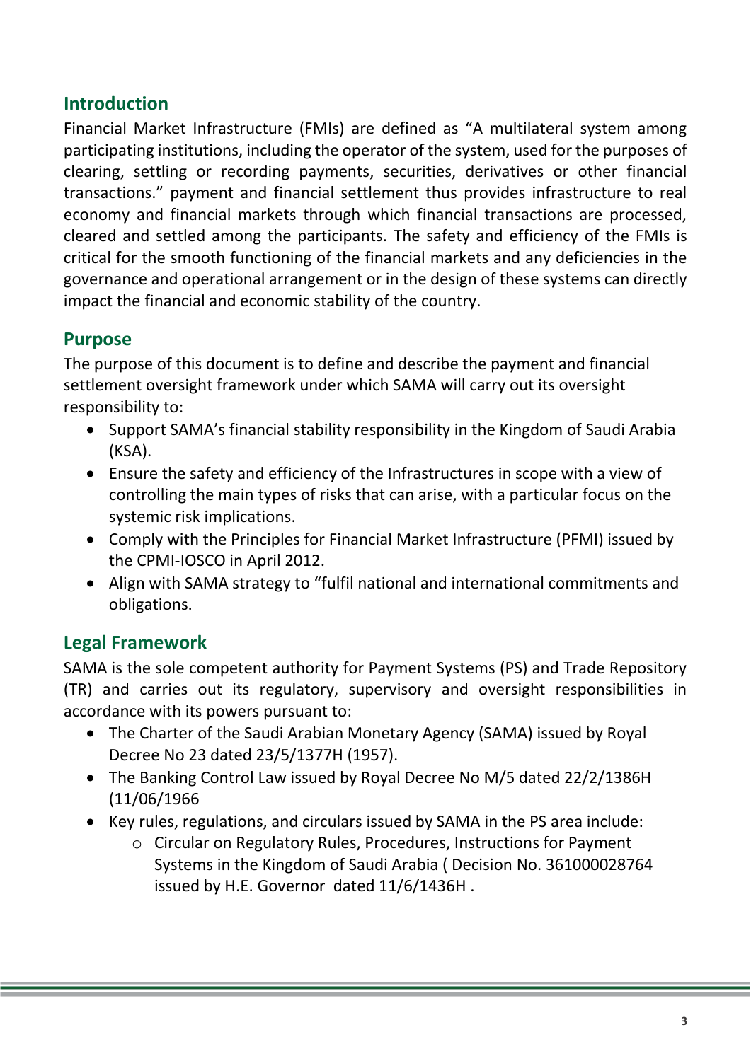## Introduction

Financial Market Infrastructure (FMIs) are defined as “A multilateral system among participating institutions, including the operator of the system, used for the purposes of clearing, settling or recording payments, securities, derivatives or other financial transactions.” payment and financial settlement thus provides infrastructure to real economy and financial markets through which financial transactions are processed, cleared and settled among the participants. The safety and efficiency of the FMIs is critical for the smooth functioning of the financial markets and any deficiencies in the governance and operational arrangement or in the design of these systems can directly impact the financial and economic stability of the country.

## Purpose

The purpose of this document is to define and describe the payment and financial settlement oversight framework under which SAMA will carry out its oversight responsibility to:

- Support SAMA’s financial stability responsibility in the Kingdom of Saudi Arabia (KSA).
- Ensure the safety and efficiency of the Infrastructures in scope with a view of controlling the main types of risks that can arise, with a particular focus on the systemic risk implications.
- Comply with the Principles for Financial Market Infrastructure (PFMI) issued by the CPMI-IOSCO in April 2012.
- Align with SAMA strategy to “fulfil national and international commitments and obligations.

## Legal Framework

SAMA is the sole competent authority for Payment Systems (PS) and Trade Repository (TR) and carries out its regulatory, supervisory and oversight responsibilities in accordance with its powers pursuant to:

- The Charter of the Saudi Arabian Monetary Agency (SAMA) issued by Royal Decree No 23 dated 23/5/1377H (1957).
- The Banking Control Law issued by Royal Decree No M/5 dated 22/2/1386H (11/06/1966
- Key rules, regulations, and circulars issued by SAMA in the PS area include:
    - Circular on Regulatory Rules, Procedures, Instructions for Payment Systems in the Kingdom of Saudi Arabia ( Decision No. 361000028764 issued by H.E. Governor dated 11/6/1436H .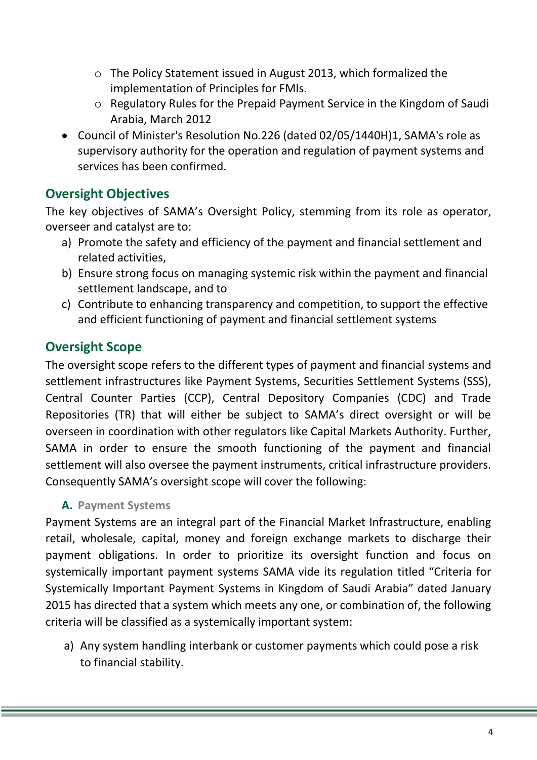- The Policy Statement issued in August 2013, which formalized the implementation of Principles for FMIs.
    - Regulatory Rules for the Prepaid Payment Service in the Kingdom of Saudi Arabia, March 2012
- Council of Minister's Resolution No.226 (dated 02/05/1440H)1, SAMA's role as supervisory authority for the operation and regulation of payment systems and services has been confirmed.

## Oversight Objectives

The key objectives of SAMA's Oversight Policy, stemming from its role as operator, overseer and catalyst are to:

a) Promote the safety and efficiency of the payment and financial settlement and related activities,

b) Ensure strong focus on managing systemic risk within the payment and financial settlement landscape, and to

c) Contribute to enhancing transparency and competition, to support the effective and efficient functioning of payment and financial settlement systems

## Oversight Scope

The oversight scope refers to the different types of payment and financial systems and settlement infrastructures like Payment Systems, Securities Settlement Systems (SSS), Central Counter Parties (CCP), Central Depository Companies (CDC) and Trade Repositories (TR) that will either be subject to SAMA's direct oversight or will be overseen in coordination with other regulators like Capital Markets Authority. Further, SAMA in order to ensure the smooth functioning of the payment and financial settlement will also oversee the payment instruments, critical infrastructure providers. Consequently SAMA's oversight scope will cover the following:

### A. Payment Systems

Payment Systems are an integral part of the Financial Market Infrastructure, enabling retail, wholesale, capital, money and foreign exchange markets to discharge their payment obligations. In order to prioritize its oversight function and focus on systemically important payment systems SAMA vide its regulation titled "Criteria for Systemically Important Payment Systems in Kingdom of Saudi Arabia" dated January 2015 has directed that a system which meets any one, or combination of, the following criteria will be classified as a systemically important system:

a) Any system handling interbank or customer payments which could pose a risk to financial stability.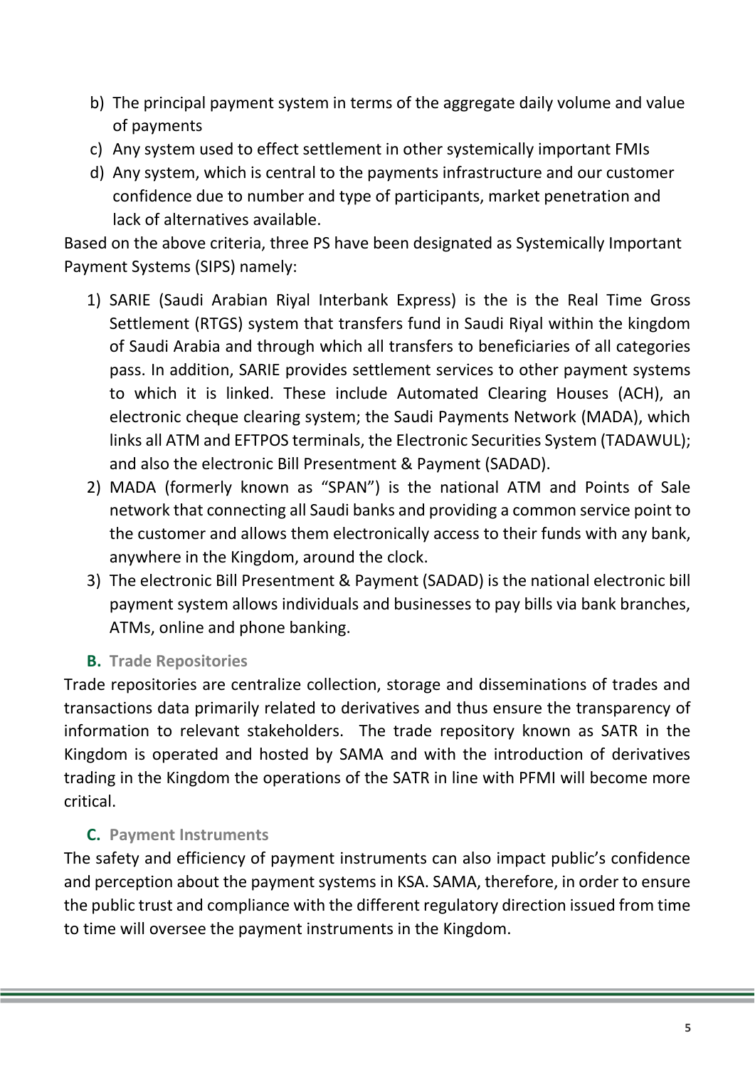b) The principal payment system in terms of the aggregate daily volume and value of payments
c) Any system used to effect settlement in other systemically important FMIs
d) Any system, which is central to the payments infrastructure and our customer confidence due to number and type of participants, market penetration and lack of alternatives available.

Based on the above criteria, three PS have been designated as Systemically Important Payment Systems (SIPS) namely:

1) SARIE (Saudi Arabian Riyal Interbank Express) is the is the Real Time Gross Settlement (RTGS) system that transfers fund in Saudi Riyal within the kingdom of Saudi Arabia and through which all transfers to beneficiaries of all categories pass. In addition, SARIE provides settlement services to other payment systems to which it is linked. These include Automated Clearing Houses (ACH), an electronic cheque clearing system; the Saudi Payments Network (MADA), which links all ATM and EFTPOS terminals, the Electronic Securities System (TADAWUL); and also the electronic Bill Presentment & Payment (SADAD).
2) MADA (formerly known as "SPAN") is the national ATM and Points of Sale network that connecting all Saudi banks and providing a common service point to the customer and allows them electronically access to their funds with any bank, anywhere in the Kingdom, around the clock.
3) The electronic Bill Presentment & Payment (SADAD) is the national electronic bill payment system allows individuals and businesses to pay bills via bank branches, ATMs, online and phone banking.

### B. Trade Repositories

Trade repositories are centralize collection, storage and disseminations of trades and transactions data primarily related to derivatives and thus ensure the transparency of information to relevant stakeholders. The trade repository known as SATR in the Kingdom is operated and hosted by SAMA and with the introduction of derivatives trading in the Kingdom the operations of the SATR in line with PFMI will become more critical.

### C. Payment Instruments

The safety and efficiency of payment instruments can also impact public's confidence and perception about the payment systems in KSA. SAMA, therefore, in order to ensure the public trust and compliance with the different regulatory direction issued from time to time will oversee the payment instruments in the Kingdom.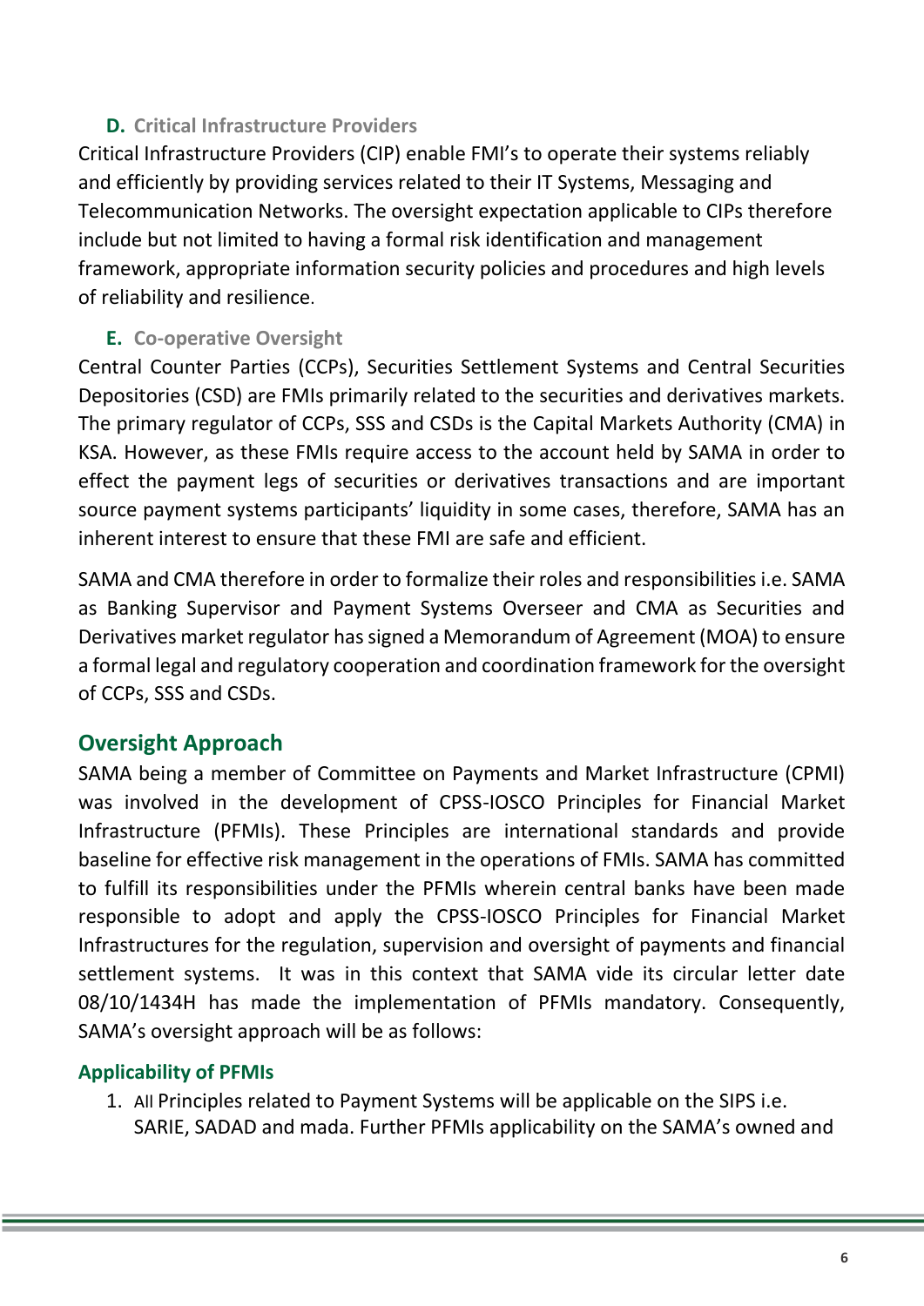### D. Critical Infrastructure Providers

Critical Infrastructure Providers (CIP) enable FMI's to operate their systems reliably and efficiently by providing services related to their IT Systems, Messaging and Telecommunication Networks. The oversight expectation applicable to CIPs therefore include but not limited to having a formal risk identification and management framework, appropriate information security policies and procedures and high levels of reliability and resilience.

### E. Co-operative Oversight

Central Counter Parties (CCPs), Securities Settlement Systems and Central Securities Depositories (CSD) are FMIs primarily related to the securities and derivatives markets. The primary regulator of CCPs, SSS and CSDs is the Capital Markets Authority (CMA) in KSA. However, as these FMIs require access to the account held by SAMA in order to effect the payment legs of securities or derivatives transactions and are important source payment systems participants' liquidity in some cases, therefore, SAMA has an inherent interest to ensure that these FMI are safe and efficient.

SAMA and CMA therefore in order to formalize their roles and responsibilities i.e. SAMA as Banking Supervisor and Payment Systems Overseer and CMA as Securities and Derivatives market regulator has signed a Memorandum of Agreement (MOA) to ensure a formal legal and regulatory cooperation and coordination framework for the oversight of CCPs, SSS and CSDs.

## Oversight Approach

SAMA being a member of Committee on Payments and Market Infrastructure (CPMI) was involved in the development of CPSS-IOSCO Principles for Financial Market Infrastructure (PFMIs). These Principles are international standards and provide baseline for effective risk management in the operations of FMIs. SAMA has committed to fulfill its responsibilities under the PFMIs wherein central banks have been made responsible to adopt and apply the CPSS-IOSCO Principles for Financial Market Infrastructures for the regulation, supervision and oversight of payments and financial settlement systems. It was in this context that SAMA vide its circular letter date 08/10/1434H has made the implementation of PFMIs mandatory. Consequently, SAMA's oversight approach will be as follows:

### Applicability of PFMIs

1. All Principles related to Payment Systems will be applicable on the SIPS i.e. SARIE, SADAD and mada. Further PFMIs applicability on the SAMA's owned and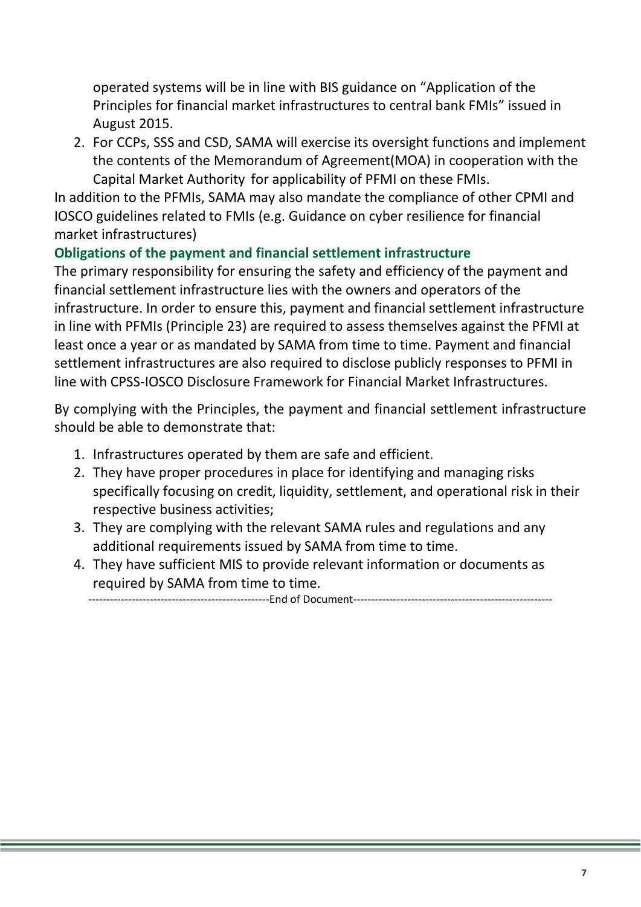operated systems will be in line with BIS guidance on "Application of the Principles for financial market infrastructures to central bank FMIs" issued in August 2015.

2. For CCPs, SSS and CSD, SAMA will exercise its oversight functions and implement the contents of the Memorandum of Agreement(MOA) in cooperation with the Capital Market Authority for applicability of PFMI on these FMIs.

In addition to the PFMIs, SAMA may also mandate the compliance of other CPMI and IOSCO guidelines related to FMIs (e.g. Guidance on cyber resilience for financial market infrastructures)

**Obligations of the payment and financial settlement infrastructure**

The primary responsibility for ensuring the safety and efficiency of the payment and financial settlement infrastructure lies with the owners and operators of the infrastructure. In order to ensure this, payment and financial settlement infrastructure in line with PFMIs (Principle 23) are required to assess themselves against the PFMI at least once a year or as mandated by SAMA from time to time. Payment and financial settlement infrastructures are also required to disclose publicly responses to PFMI in line with CPSS-IOSCO Disclosure Framework for Financial Market Infrastructures.

By complying with the Principles, the payment and financial settlement infrastructure should be able to demonstrate that:

1. Infrastructures operated by them are safe and efficient.
2. They have proper procedures in place for identifying and managing risks specifically focusing on credit, liquidity, settlement, and operational risk in their respective business activities;
3. They are complying with the relevant SAMA rules and regulations and any additional requirements issued by SAMA from time to time.
4. They have sufficient MIS to provide relevant information or documents as required by SAMA from time to time.

--------------------------------------------------End of Document-------------------------------------------------------